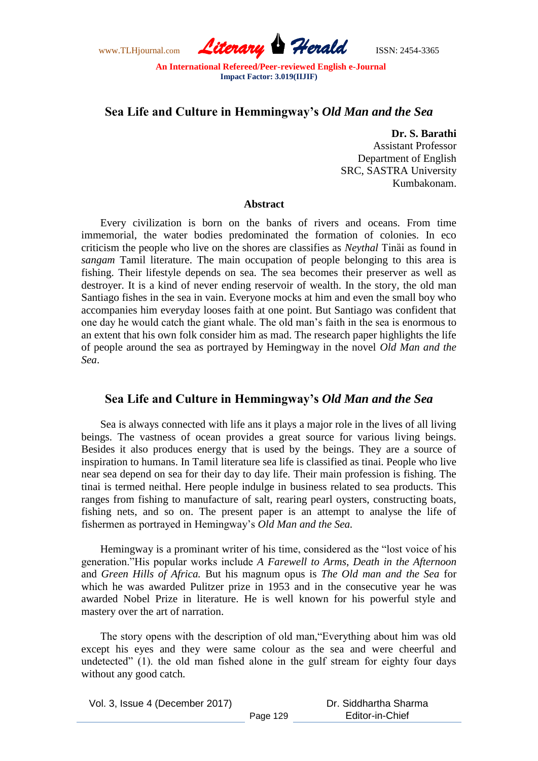# Sea Life and Culture in Hemmingway's *Old Man and the Sea*

**Dr. S. Barathi**
Assistant Professor
Department of English
SRC, SASTRA University
Kumbakonam.

### Abstract

Every civilization is born on the banks of rivers and oceans. From time immemorial, the water bodies predominated the formation of colonies. In eco criticism the people who live on the shores are classifies as *Neythal* Tinài as found in *sangam* Tamil literature. The main occupation of people belonging to this area is fishing. Their lifestyle depends on sea. The sea becomes their preserver as well as destroyer. It is a kind of never ending reservoir of wealth. In the story, the old man Santiago fishes in the sea in vain. Everyone mocks at him and even the small boy who accompanies him everyday looses faith at one point. But Santiago was confident that one day he would catch the giant whale. The old man's faith in the sea is enormous to an extent that his own folk consider him as mad. The research paper highlights the life of people around the sea as portrayed by Hemingway in the novel *Old Man and the Sea*.

## Sea Life and Culture in Hemmingway's *Old Man and the Sea*

Sea is always connected with life ans it plays a major role in the lives of all living beings. The vastness of ocean provides a great source for various living beings. Besides it also produces energy that is used by the beings. They are a source of inspiration to humans. In Tamil literature sea life is classified as tinai. People who live near sea depend on sea for their day to day life. Their main profession is fishing. The tinai is termed neithal. Here people indulge in business related to sea products. This ranges from fishing to manufacture of salt, rearing pearl oysters, constructing boats, fishing nets, and so on. The present paper is an attempt to analyse the life of fishermen as portrayed in Hemingway's *Old Man and the Sea.*

Hemingway is a prominant writer of his time, considered as the "lost voice of his generation."His popular works include *A Farewell to Arms*, *Death in the Afternoon* and *Green Hills of Africa.* But his magnum opus is *The Old man and the Sea* for which he was awarded Pulitzer prize in 1953 and in the consecutive year he was awarded Nobel Prize in literature. He is well known for his powerful style and mastery over the art of narration.

The story opens with the description of old man,"Everything about him was old except his eyes and they were same colour as the sea and were cheerful and undetected" (1). the old man fished alone in the gulf stream for eighty four days without any good catch.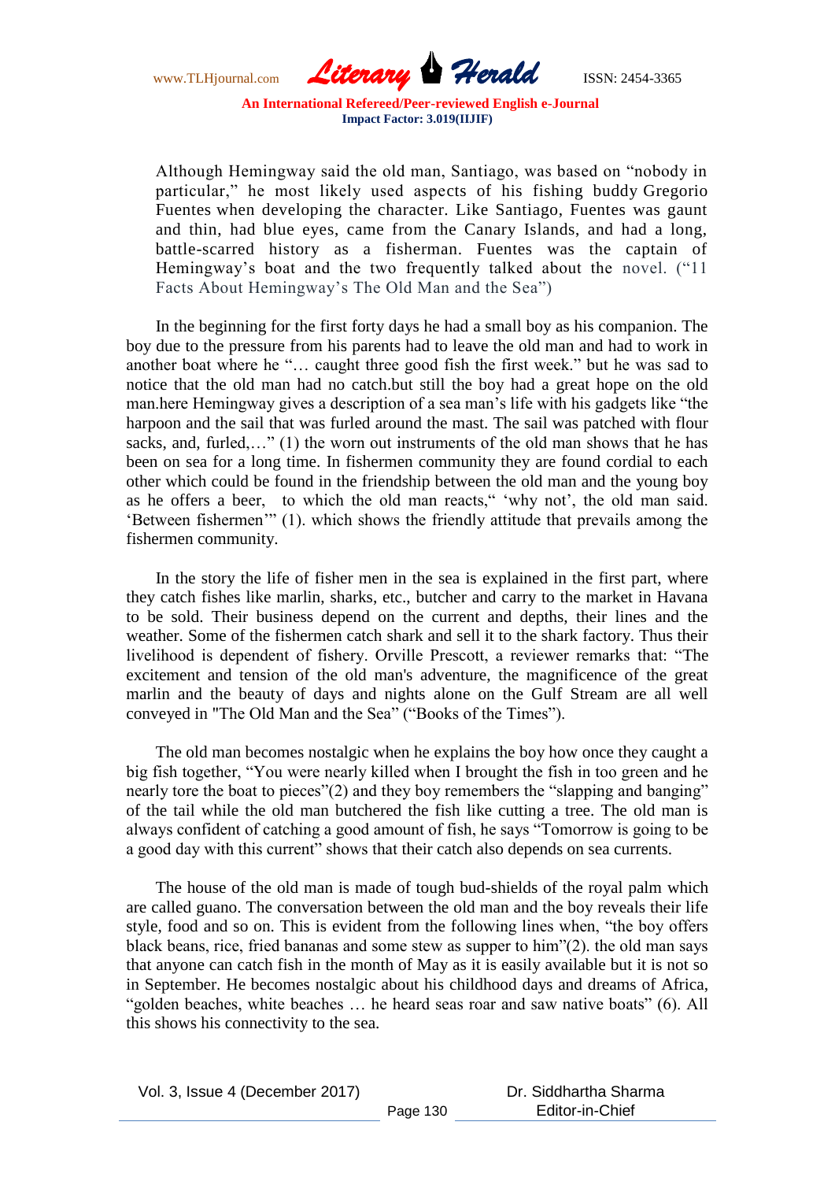> Although Hemingway said the old man, Santiago, was based on "nobody in particular," he most likely used aspects of his fishing buddy Gregorio Fuentes when developing the character. Like Santiago, Fuentes was gaunt and thin, had blue eyes, came from the Canary Islands, and had a long, battle-scarred history as a fisherman. Fuentes was the captain of Hemingway's boat and the two frequently talked about the novel. ("11 Facts About Hemingway's The Old Man and the Sea")

In the beginning for the first forty days he had a small boy as his companion. The boy due to the pressure from his parents had to leave the old man and had to work in another boat where he "… caught three good fish the first week." but he was sad to notice that the old man had no catch.but still the boy had a great hope on the old man.here Hemingway gives a description of a sea man's life with his gadgets like "the harpoon and the sail that was furled around the mast. The sail was patched with flour sacks, and, furled,…" (1) the worn out instruments of the old man shows that he has been on sea for a long time. In fishermen community they are found cordial to each other which could be found in the friendship between the old man and the young boy as he offers a beer, to which the old man reacts," 'why not', the old man said. 'Between fishermen'" (1). which shows the friendly attitude that prevails among the fishermen community.

In the story the life of fisher men in the sea is explained in the first part, where they catch fishes like marlin, sharks, etc., butcher and carry to the market in Havana to be sold. Their business depend on the current and depths, their lines and the weather. Some of the fishermen catch shark and sell it to the shark factory. Thus their livelihood is dependent of fishery. Orville Prescott, a reviewer remarks that: "The excitement and tension of the old man's adventure, the magnificence of the great marlin and the beauty of days and nights alone on the Gulf Stream are all well conveyed in "The Old Man and the Sea" ("Books of the Times").

The old man becomes nostalgic when he explains the boy how once they caught a big fish together, "You were nearly killed when I brought the fish in too green and he nearly tore the boat to pieces"(2) and they boy remembers the "slapping and banging" of the tail while the old man butchered the fish like cutting a tree. The old man is always confident of catching a good amount of fish, he says "Tomorrow is going to be a good day with this current" shows that their catch also depends on sea currents.

The house of the old man is made of tough bud-shields of the royal palm which are called guano. The conversation between the old man and the boy reveals their life style, food and so on. This is evident from the following lines when, "the boy offers black beans, rice, fried bananas and some stew as supper to him"(2). the old man says that anyone can catch fish in the month of May as it is easily available but it is not so in September. He becomes nostalgic about his childhood days and dreams of Africa, "golden beaches, white beaches … he heard seas roar and saw native boats" (6). All this shows his connectivity to the sea.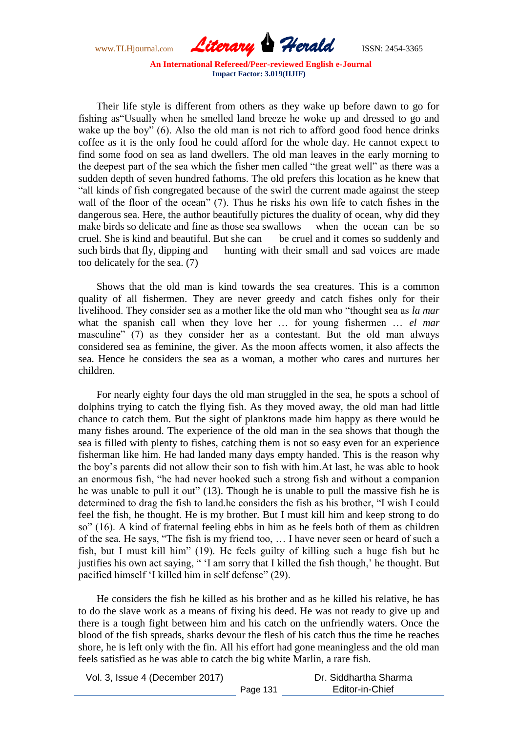Their life style is different from others as they wake up before dawn to go for fishing as"Usually when he smelled land breeze he woke up and dressed to go and wake up the boy" (6). Also the old man is not rich to afford good food hence drinks coffee as it is the only food he could afford for the whole day. He cannot expect to find some food on sea as land dwellers. The old man leaves in the early morning to the deepest part of the sea which the fisher men called "the great well" as there was a sudden depth of seven hundred fathoms. The old prefers this location as he knew that "all kinds of fish congregated because of the swirl the current made against the steep wall of the floor of the ocean" (7). Thus he risks his own life to catch fishes in the dangerous sea. Here, the author beautifully pictures the duality of ocean, why did they make birds so delicate and fine as those sea swallows when the ocean can be so cruel. She is kind and beautiful. But she can be cruel and it comes so suddenly and such birds that fly, dipping and hunting with their small and sad voices are made too delicately for the sea. (7)

Shows that the old man is kind towards the sea creatures. This is a common quality of all fishermen. They are never greedy and catch fishes only for their livelihood. They consider sea as a mother like the old man who "thought sea as *la mar* what the spanish call when they love her … for young fishermen … *el mar* masculine" (7) as they consider her as a contestant. But the old man always considered sea as feminine, the giver. As the moon affects women, it also affects the sea. Hence he considers the sea as a woman, a mother who cares and nurtures her children.

For nearly eighty four days the old man struggled in the sea, he spots a school of dolphins trying to catch the flying fish. As they moved away, the old man had little chance to catch them. But the sight of planktons made him happy as there would be many fishes around. The experience of the old man in the sea shows that though the sea is filled with plenty to fishes, catching them is not so easy even for an experience fisherman like him. He had landed many days empty handed. This is the reason why the boy's parents did not allow their son to fish with him.At last, he was able to hook an enormous fish, "he had never hooked such a strong fish and without a companion he was unable to pull it out" (13). Though he is unable to pull the massive fish he is determined to drag the fish to land.he considers the fish as his brother, "I wish I could feel the fish, he thought. He is my brother. But I must kill him and keep strong to do so" (16). A kind of fraternal feeling ebbs in him as he feels both of them as children of the sea. He says, "The fish is my friend too, … I have never seen or heard of such a fish, but I must kill him" (19). He feels guilty of killing such a huge fish but he justifies his own act saying, " 'I am sorry that I killed the fish though,' he thought. But pacified himself 'I killed him in self defense" (29).

He considers the fish he killed as his brother and as he killed his relative, he has to do the slave work as a means of fixing his deed. He was not ready to give up and there is a tough fight between him and his catch on the unfriendly waters. Once the blood of the fish spreads, sharks devour the flesh of his catch thus the time he reaches shore, he is left only with the fin. All his effort had gone meaningless and the old man feels satisfied as he was able to catch the big white Marlin, a rare fish.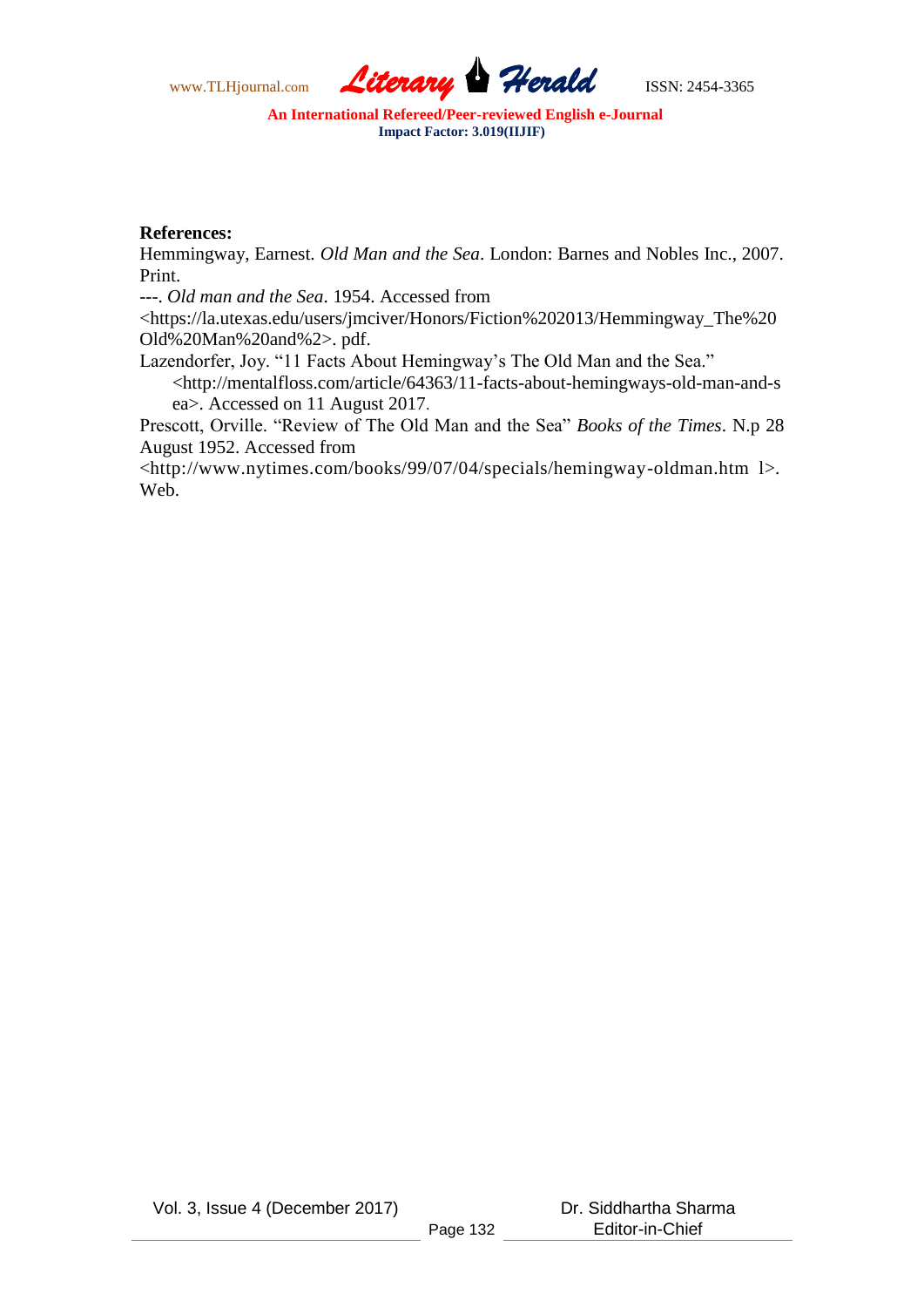**References:**

Hemmingway, Earnest. *Old Man and the Sea*. London: Barnes and Nobles Inc., 2007. Print.

---. *Old man and the Sea*. 1954. Accessed from <https://la.utexas.edu/users/jmciver/Honors/Fiction%202013/Hemmingway_The%20 Old%20Man%20and%2>. pdf.

Lazendorfer, Joy. "11 Facts About Hemingway's The Old Man and the Sea." <http://mentalfloss.com/article/64363/11-facts-about-hemingways-old-man-and-sea>. Accessed on 11 August 2017.

Prescott, Orville. "Review of The Old Man and the Sea" *Books of the Times*. N.p 28 August 1952. Accessed from <http://www.nytimes.com/books/99/07/04/specials/hemingway-oldman.htm l>. Web.